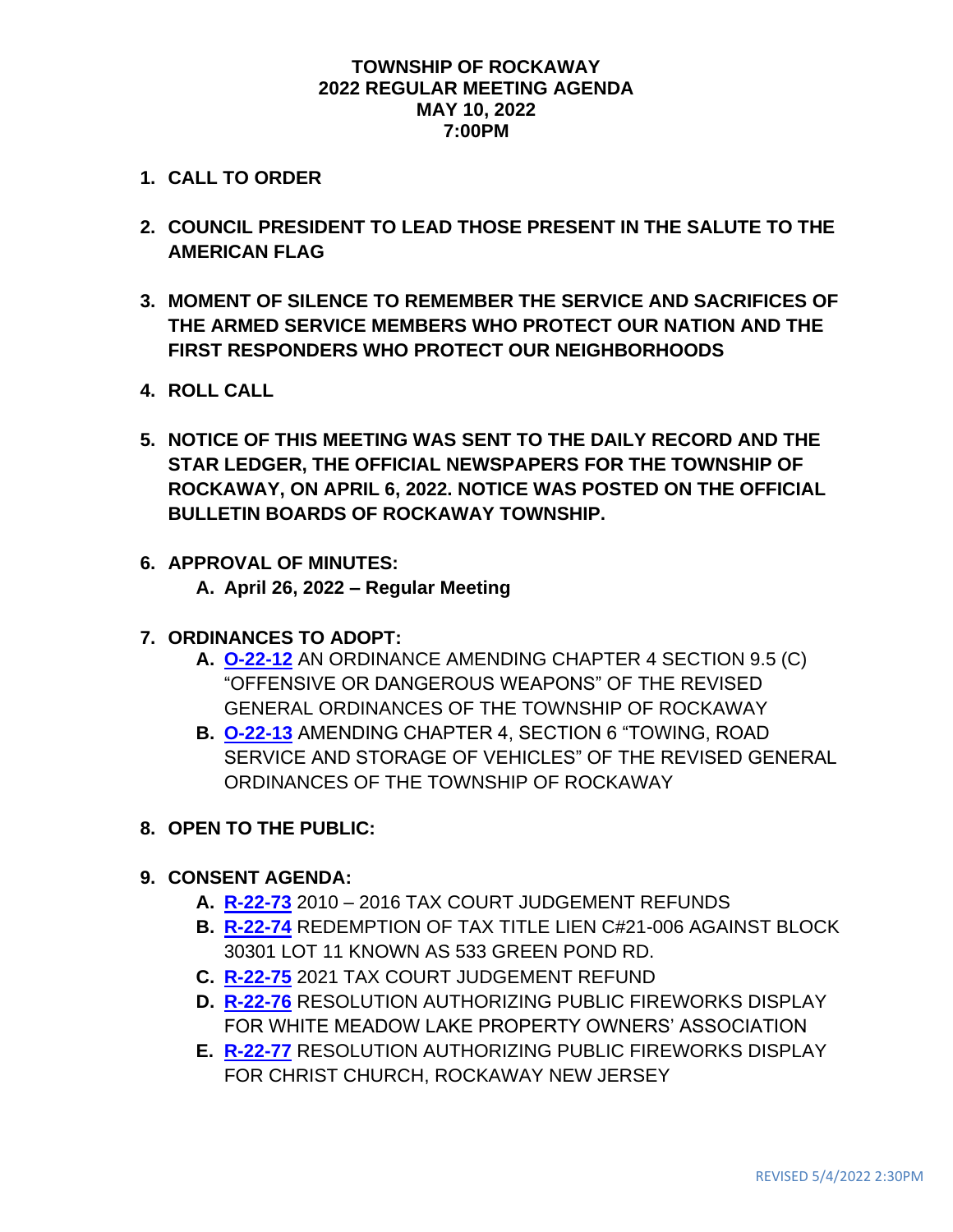# TOWNSHIP OF ROCKAWAY
## 2022 REGULAR MEETING AGENDA
## MAY 10, 2022
## 7:00PM

1. **CALL TO ORDER**

2. **COUNCIL PRESIDENT TO LEAD THOSE PRESENT IN THE SALUTE TO THE AMERICAN FLAG**

3. **MOMENT OF SILENCE TO REMEMBER THE SERVICE AND SACRIFICES OF THE ARMED SERVICE MEMBERS WHO PROTECT OUR NATION AND THE FIRST RESPONDERS WHO PROTECT OUR NEIGHBORHOODS**

4. **ROLL CALL**

5. **NOTICE OF THIS MEETING WAS SENT TO THE DAILY RECORD AND THE STAR LEDGER, THE OFFICIAL NEWSPAPERS FOR THE TOWNSHIP OF ROCKAWAY, ON APRIL 6, 2022. NOTICE WAS POSTED ON THE OFFICIAL BULLETIN BOARDS OF ROCKAWAY TOWNSHIP.**

6. **APPROVAL OF MINUTES:**
   - **A. April 26, 2022 – Regular Meeting**

7. **ORDINANCES TO ADOPT:**
   - **A. O-22-12** AN ORDINANCE AMENDING CHAPTER 4 SECTION 9.5 (C) "OFFENSIVE OR DANGEROUS WEAPONS" OF THE REVISED GENERAL ORDINANCES OF THE TOWNSHIP OF ROCKAWAY
   - **B. O-22-13** AMENDING CHAPTER 4, SECTION 6 "TOWING, ROAD SERVICE AND STORAGE OF VEHICLES" OF THE REVISED GENERAL ORDINANCES OF THE TOWNSHIP OF ROCKAWAY

8. **OPEN TO THE PUBLIC:**

9. **CONSENT AGENDA:**
   - **A. R-22-73** 2010 – 2016 TAX COURT JUDGEMENT REFUNDS
   - **B. R-22-74** REDEMPTION OF TAX TITLE LIEN C#21-006 AGAINST BLOCK 30301 LOT 11 KNOWN AS 533 GREEN POND RD.
   - **C. R-22-75** 2021 TAX COURT JUDGEMENT REFUND
   - **D. R-22-76** RESOLUTION AUTHORIZING PUBLIC FIREWORKS DISPLAY FOR WHITE MEADOW LAKE PROPERTY OWNERS' ASSOCIATION
   - **E. R-22-77** RESOLUTION AUTHORIZING PUBLIC FIREWORKS DISPLAY FOR CHRIST CHURCH, ROCKAWAY NEW JERSEY

REVISED 5/4/2022 2:30PM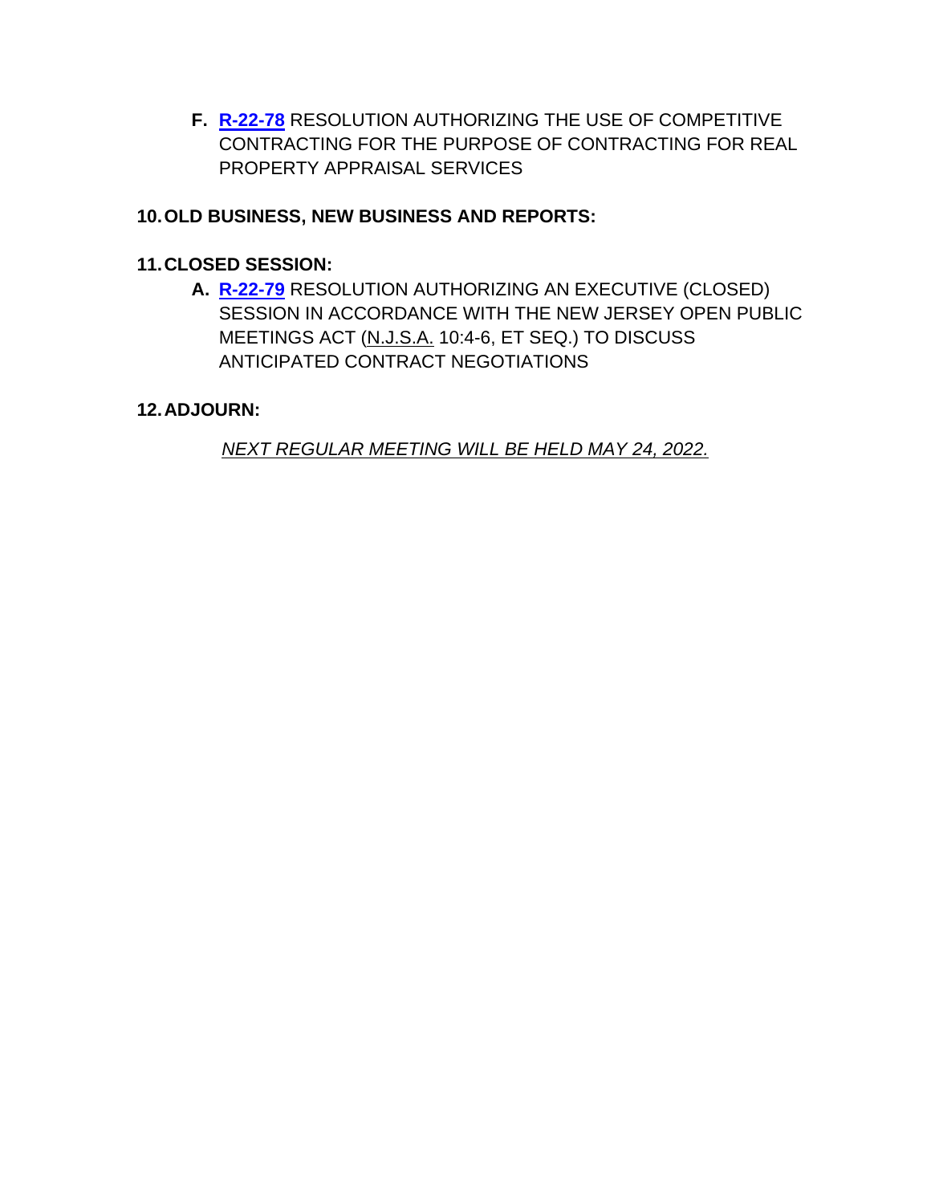**F.** **R-22-78** RESOLUTION AUTHORIZING THE USE OF COMPETITIVE CONTRACTING FOR THE PURPOSE OF CONTRACTING FOR REAL PROPERTY APPRAISAL SERVICES

**10. OLD BUSINESS, NEW BUSINESS AND REPORTS:**

**11. CLOSED SESSION:**

**A.** **R-22-79** RESOLUTION AUTHORIZING AN EXECUTIVE (CLOSED) SESSION IN ACCORDANCE WITH THE NEW JERSEY OPEN PUBLIC MEETINGS ACT (N.J.S.A. 10:4-6, ET SEQ.) TO DISCUSS ANTICIPATED CONTRACT NEGOTIATIONS

**12. ADJOURN:**

*NEXT REGULAR MEETING WILL BE HELD MAY 24, 2022.*